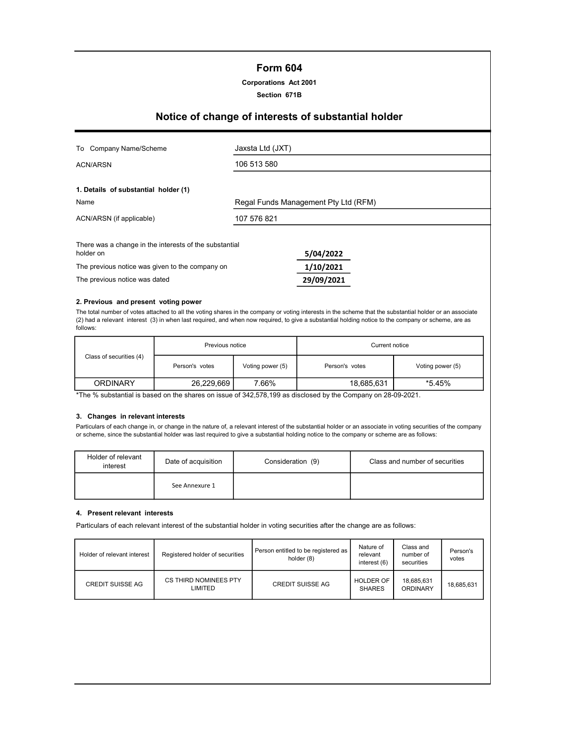# Form 604

**Corporations Act 2001**

**Section 671B**

## Notice of change of interests of substantial holder

| | |
|---|---|
| To Company Name/Scheme | Jaxsta Ltd (JXT) |
| ACN/ARSN | 106 513 580 |

**1. Details of substantial holder (1)**

| | |
|---|---|
| Name | Regal Funds Management Pty Ltd (RFM) |
| ACN/ARSN (if applicable) | 107 576 821 |

| | |
|---|---|
| There was a change in the interests of the substantial holder on | 5/04/2022 |
| The previous notice was given to the company on | 1/10/2021 |
| The previous notice was dated | 29/09/2021 |

**2. Previous and present voting power**

The total number of votes attached to all the voting shares in the company or voting interests in the scheme that the substantial holder or an associate (2) had a relevant interest (3) in when last required, and when now required, to give a substantial holding notice to the company or scheme, are as follows:

| Class of securities (4) | Previous notice | | Current notice | |
|---|---|---|---|---|
| | Person's votes | Voting power (5) | Person's votes | Voting power (5) |
| ORDINARY | 26,229,669 | 7.66% | 18,685,631 | *5.45% |

*The % substantial is based on the shares on issue of 342,578,199 as disclosed by the Company on 28-09-2021.

**3. Changes in relevant interests**

Particulars of each change in, or change in the nature of, a relevant interest of the substantial holder or an associate in voting securities of the company or scheme, since the substantial holder was last required to give a substantial holding notice to the company or scheme are as follows:

| Holder of relevant interest | Date of acquisition | Consideration (9) | Class and number of securities |
|---|---|---|---|
| | See Annexure 1 | | |

**4. Present relevant interests**

Particulars of each relevant interest of the substantial holder in voting securities after the change are as follows:

| Holder of relevant interest | Registered holder of securities | Person entitled to be registered as holder (8) | Nature of relevant interest (6) | Class and number of securities | Person's votes |
|---|---|---|---|---|---|
| CREDIT SUISSE AG | CS THIRD NOMINEES PTY LIMITED | CREDIT SUISSE AG | HOLDER OF SHARES | 18,685,631 ORDINARY | 18,685,631 |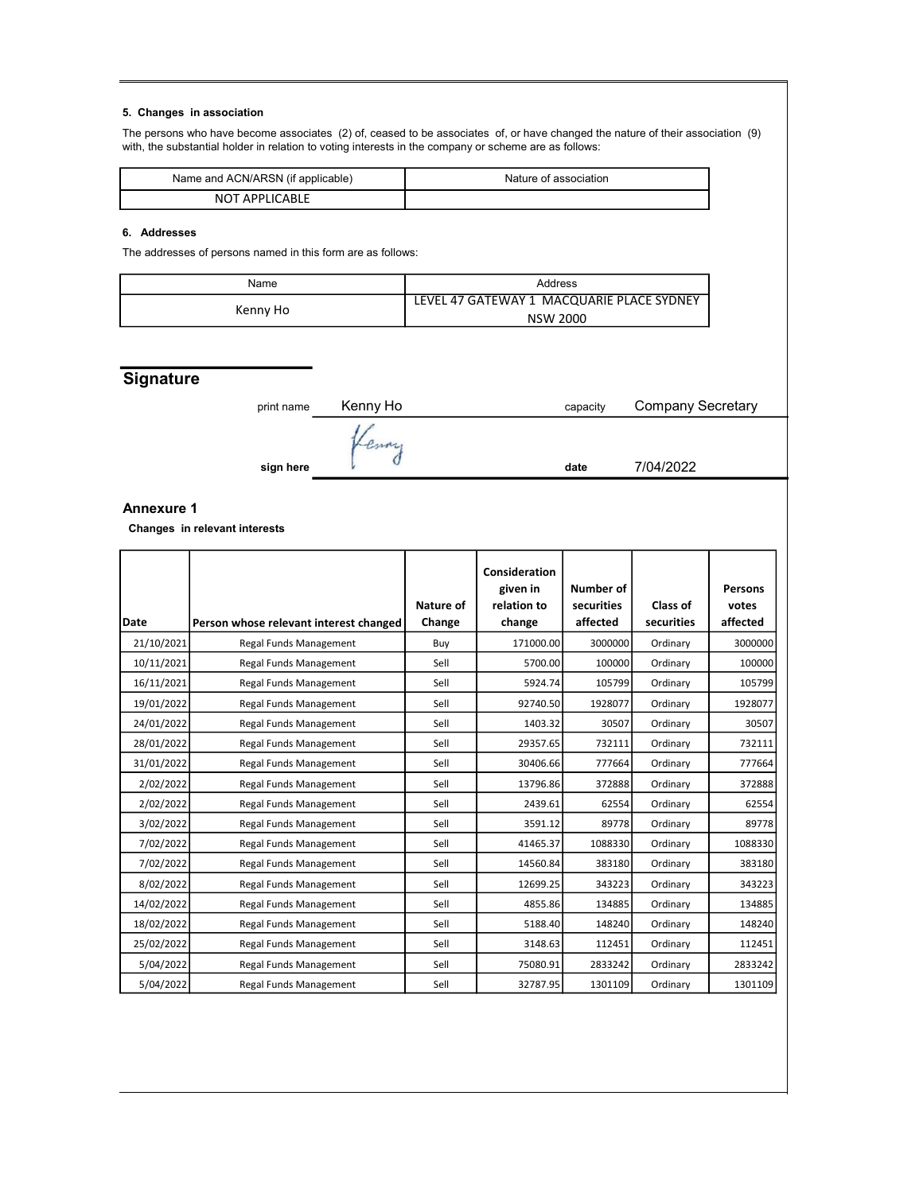#### 5. Changes in association

The persons who have become associates (2) of, ceased to be associates of, or have changed the nature of their association (9) with, the substantial holder in relation to voting interests in the company or scheme are as follows:

| Name and ACN/ARSN (if applicable) | Nature of association |
|---|---|
| NOT APPLICABLE | |

#### 6. Addresses

The addresses of persons named in this form are as follows:

| Name | Address |
|---|---|
| Kenny Ho | LEVEL 47 GATEWAY 1 MACQUARIE PLACE SYDNEY NSW 2000 |

## Signature

print name Kenny Ho capacity Company Secretary

sign here Kenny date 7/04/2022

### Annexure 1

**Changes in relevant interests**

| Date | Person whose relevant interest changed | Nature of Change | Consideration given in relation to change | Number of securities affected | Class of securities | Persons votes affected |
|---|---|---|---|---|---|---|
| 21/10/2021 | Regal Funds Management | Buy | 171000.00 | 3000000 | Ordinary | 3000000 |
| 10/11/2021 | Regal Funds Management | Sell | 5700.00 | 100000 | Ordinary | 100000 |
| 16/11/2021 | Regal Funds Management | Sell | 5924.74 | 105799 | Ordinary | 105799 |
| 19/01/2022 | Regal Funds Management | Sell | 92740.50 | 1928077 | Ordinary | 1928077 |
| 24/01/2022 | Regal Funds Management | Sell | 1403.32 | 30507 | Ordinary | 30507 |
| 28/01/2022 | Regal Funds Management | Sell | 29357.65 | 732111 | Ordinary | 732111 |
| 31/01/2022 | Regal Funds Management | Sell | 30406.66 | 777664 | Ordinary | 777664 |
| 2/02/2022 | Regal Funds Management | Sell | 13796.86 | 372888 | Ordinary | 372888 |
| 2/02/2022 | Regal Funds Management | Sell | 2439.61 | 62554 | Ordinary | 62554 |
| 3/02/2022 | Regal Funds Management | Sell | 3591.12 | 89778 | Ordinary | 89778 |
| 7/02/2022 | Regal Funds Management | Sell | 41465.37 | 1088330 | Ordinary | 1088330 |
| 7/02/2022 | Regal Funds Management | Sell | 14560.84 | 383180 | Ordinary | 383180 |
| 8/02/2022 | Regal Funds Management | Sell | 12699.25 | 343223 | Ordinary | 343223 |
| 14/02/2022 | Regal Funds Management | Sell | 4855.86 | 134885 | Ordinary | 134885 |
| 18/02/2022 | Regal Funds Management | Sell | 5188.40 | 148240 | Ordinary | 148240 |
| 25/02/2022 | Regal Funds Management | Sell | 3148.63 | 112451 | Ordinary | 112451 |
| 5/04/2022 | Regal Funds Management | Sell | 75080.91 | 2833242 | Ordinary | 2833242 |
| 5/04/2022 | Regal Funds Management | Sell | 32787.95 | 1301109 | Ordinary | 1301109 |